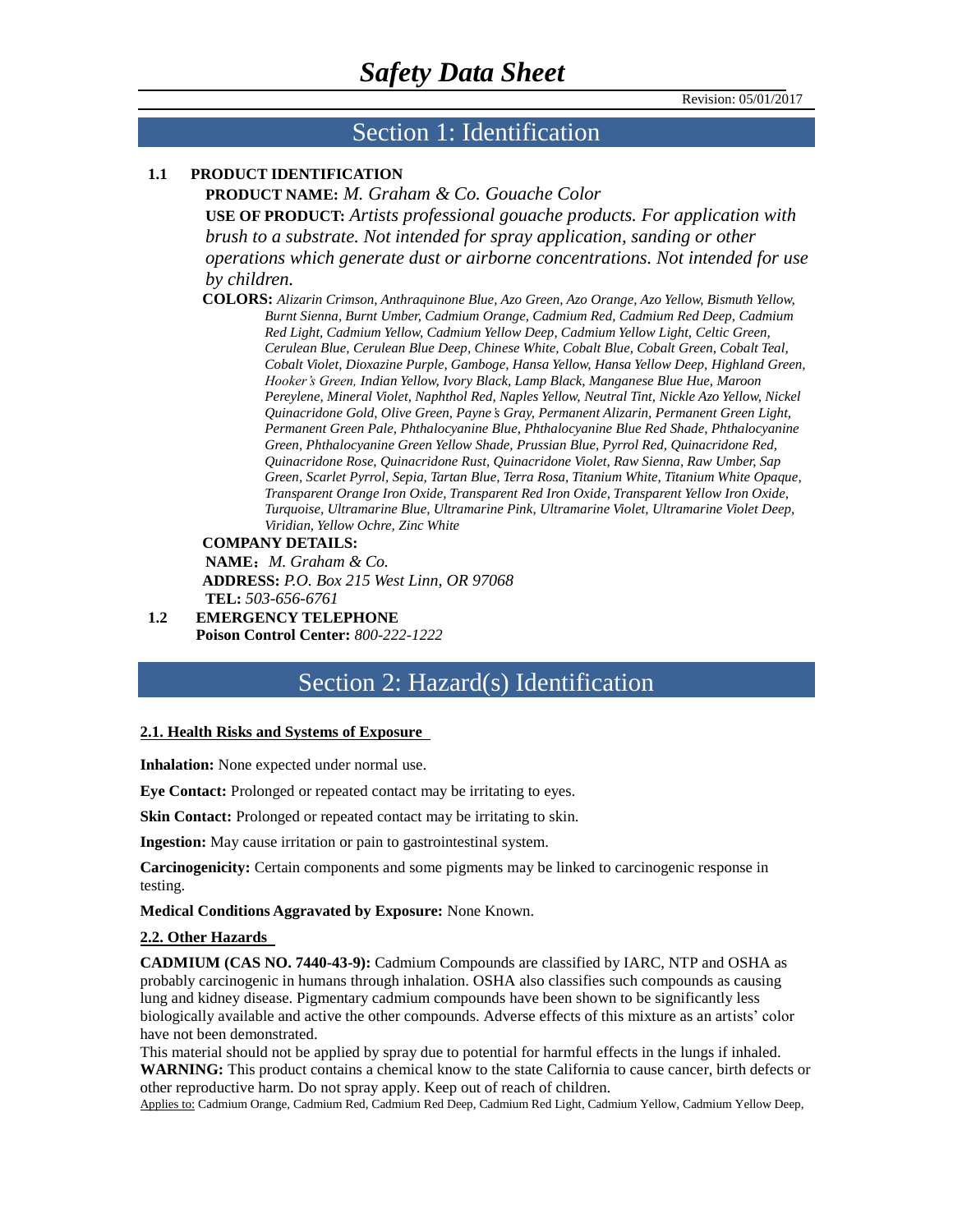# Safety Data Sheet

Revision: 05/01/2017

## Section 1: Identification

### 1.1 PRODUCT IDENTIFICATION

**PRODUCT NAME:** *M. Graham & Co. Gouache Color*

**USE OF PRODUCT:** *Artists professional gouache products. For application with brush to a substrate. Not intended for spray application, sanding or other operations which generate dust or airborne concentrations. Not intended for use by children.*

**COLORS:** *Alizarin Crimson, Anthraquinone Blue, Azo Green, Azo Orange, Azo Yellow, Bismuth Yellow, Burnt Sienna, Burnt Umber, Cadmium Orange, Cadmium Red, Cadmium Red Deep, Cadmium Red Light, Cadmium Yellow, Cadmium Yellow Deep, Cadmium Yellow Light, Celtic Green, Cerulean Blue, Cerulean Blue Deep, Chinese White, Cobalt Blue, Cobalt Green, Cobalt Teal, Cobalt Violet, Dioxazine Purple, Gamboge, Hansa Yellow, Hansa Yellow Deep, Highland Green, Hooker's Green, Indian Yellow, Ivory Black, Lamp Black, Manganese Blue Hue, Maroon Pereylene, Mineral Violet, Naphthol Red, Naples Yellow, Neutral Tint, Nickle Azo Yellow, Nickel Quinacridone Gold, Olive Green, Payne's Gray, Permanent Alizarin, Permanent Green Light, Permanent Green Pale, Phthalocyanine Blue, Phthalocyanine Blue Red Shade, Phthalocyanine Green, Phthalocyanine Green Yellow Shade, Prussian Blue, Pyrrol Red, Quinacridone Red, Quinacridone Rose, Quinacridone Rust, Quinacridone Violet, Raw Sienna, Raw Umber, Sap Green, Scarlet Pyrrol, Sepia, Tartan Blue, Terra Rosa, Titanium White, Titanium White Opaque, Transparent Orange Iron Oxide, Transparent Red Iron Oxide, Transparent Yellow Iron Oxide, Turquoise, Ultramarine Blue, Ultramarine Pink, Ultramarine Violet, Ultramarine Violet Deep, Viridian, Yellow Ochre, Zinc White*

**COMPANY DETAILS:**

**NAME**：*M. Graham & Co.*

**ADDRESS:** *P.O. Box 215 West Linn, OR 97068*

**TEL:** *503-656-6761*

### 1.2 EMERGENCY TELEPHONE

**Poison Control Center:** *800-222-1222*

## Section 2: Hazard(s) Identification

**2.1. Health Risks and Systems of Exposure**

**Inhalation:** None expected under normal use.

**Eye Contact:** Prolonged or repeated contact may be irritating to eyes.

**Skin Contact:** Prolonged or repeated contact may be irritating to skin.

**Ingestion:** May cause irritation or pain to gastrointestinal system.

**Carcinogenicity:** Certain components and some pigments may be linked to carcinogenic response in testing.

**Medical Conditions Aggravated by Exposure:** None Known.

**2.2. Other Hazards**

**CADMIUM (CAS NO. 7440-43-9):** Cadmium Compounds are classified by IARC, NTP and OSHA as probably carcinogenic in humans through inhalation. OSHA also classifies such compounds as causing lung and kidney disease. Pigmentary cadmium compounds have been shown to be significantly less biologically available and active the other compounds. Adverse effects of this mixture as an artists' color have not been demonstrated.

This material should not be applied by spray due to potential for harmful effects in the lungs if inhaled.

**WARNING:** This product contains a chemical know to the state California to cause cancer, birth defects or other reproductive harm. Do not spray apply. Keep out of reach of children.

Applies to: Cadmium Orange, Cadmium Red, Cadmium Red Deep, Cadmium Red Light, Cadmium Yellow, Cadmium Yellow Deep,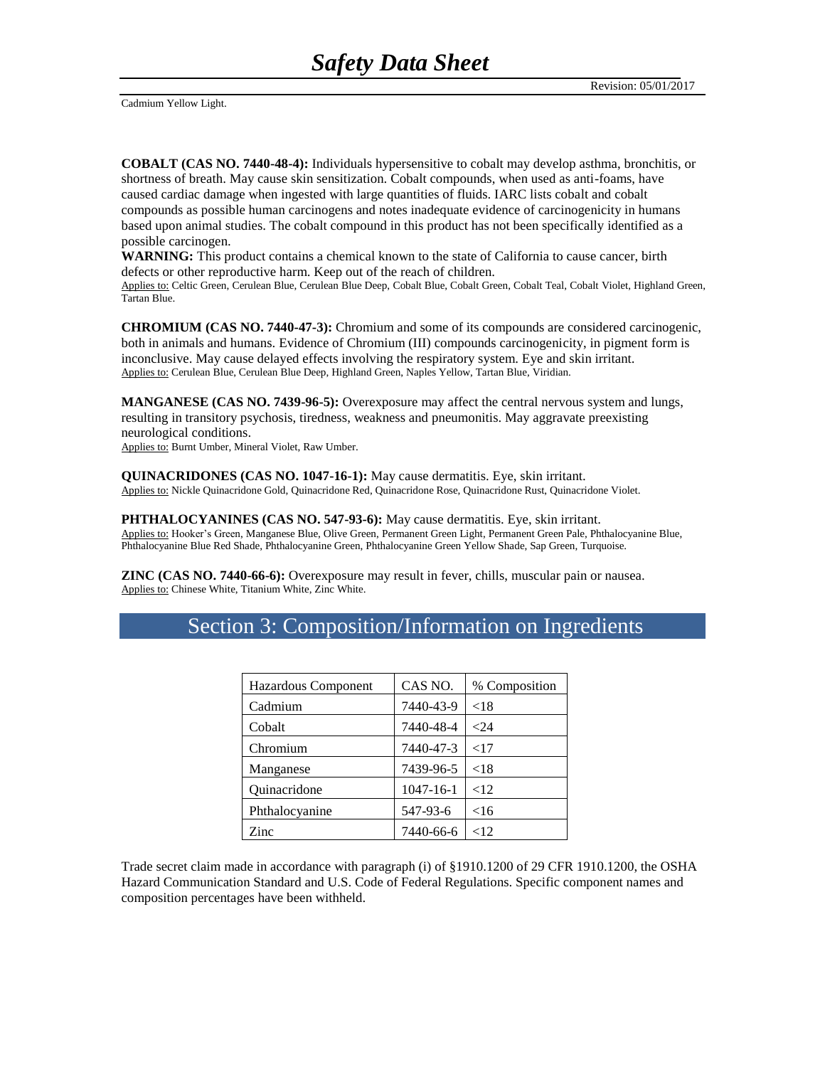**COBALT (CAS NO. 7440-48-4):** Individuals hypersensitive to cobalt may develop asthma, bronchitis, or shortness of breath. May cause skin sensitization. Cobalt compounds, when used as anti-foams, have caused cardiac damage when ingested with large quantities of fluids. IARC lists cobalt and cobalt compounds as possible human carcinogens and notes inadequate evidence of carcinogenicity in humans based upon animal studies. The cobalt compound in this product has not been specifically identified as a possible carcinogen.
**WARNING:** This product contains a chemical known to the state of California to cause cancer, birth defects or other reproductive harm. Keep out of the reach of children.
Applies to: Celtic Green, Cerulean Blue, Cerulean Blue Deep, Cobalt Blue, Cobalt Green, Cobalt Teal, Cobalt Violet, Highland Green, Tartan Blue.

**CHROMIUM (CAS NO. 7440-47-3):** Chromium and some of its compounds are considered carcinogenic, both in animals and humans. Evidence of Chromium (III) compounds carcinogenicity, in pigment form is inconclusive. May cause delayed effects involving the respiratory system. Eye and skin irritant.
Applies to: Cerulean Blue, Cerulean Blue Deep, Highland Green, Naples Yellow, Tartan Blue, Viridian.

**MANGANESE (CAS NO. 7439-96-5):** Overexposure may affect the central nervous system and lungs, resulting in transitory psychosis, tiredness, weakness and pneumonitis. May aggravate preexisting neurological conditions.
Applies to: Burnt Umber, Mineral Violet, Raw Umber.

**QUINACRIDONES (CAS NO. 1047-16-1):** May cause dermatitis. Eye, skin irritant.
Applies to: Nickle Quinacridone Gold, Quinacridone Red, Quinacridone Rose, Quinacridone Rust, Quinacridone Violet.

**PHTHALOCYANINES (CAS NO. 547-93-6):** May cause dermatitis. Eye, skin irritant.
Applies to: Hooker's Green, Manganese Blue, Olive Green, Permanent Green Light, Permanent Green Pale, Phthalocyanine Blue, Phthalocyanine Blue Red Shade, Phthalocyanine Green, Phthalocyanine Green Yellow Shade, Sap Green, Turquoise.

**ZINC (CAS NO. 7440-66-6):** Overexposure may result in fever, chills, muscular pain or nausea.
Applies to: Chinese White, Titanium White, Zinc White.

## Section 3: Composition/Information on Ingredients

| Hazardous Component | CAS NO. | % Composition |
|---|---|---|
| Cadmium | 7440-43-9 | <18 |
| Cobalt | 7440-48-4 | <24 |
| Chromium | 7440-47-3 | <17 |
| Manganese | 7439-96-5 | <18 |
| Quinacridone | 1047-16-1 | <12 |
| Phthalocyanine | 547-93-6 | <16 |
| Zinc | 7440-66-6 | <12 |

Trade secret claim made in accordance with paragraph (i) of §1910.1200 of 29 CFR 1910.1200, the OSHA Hazard Communication Standard and U.S. Code of Federal Regulations. Specific component names and composition percentages have been withheld.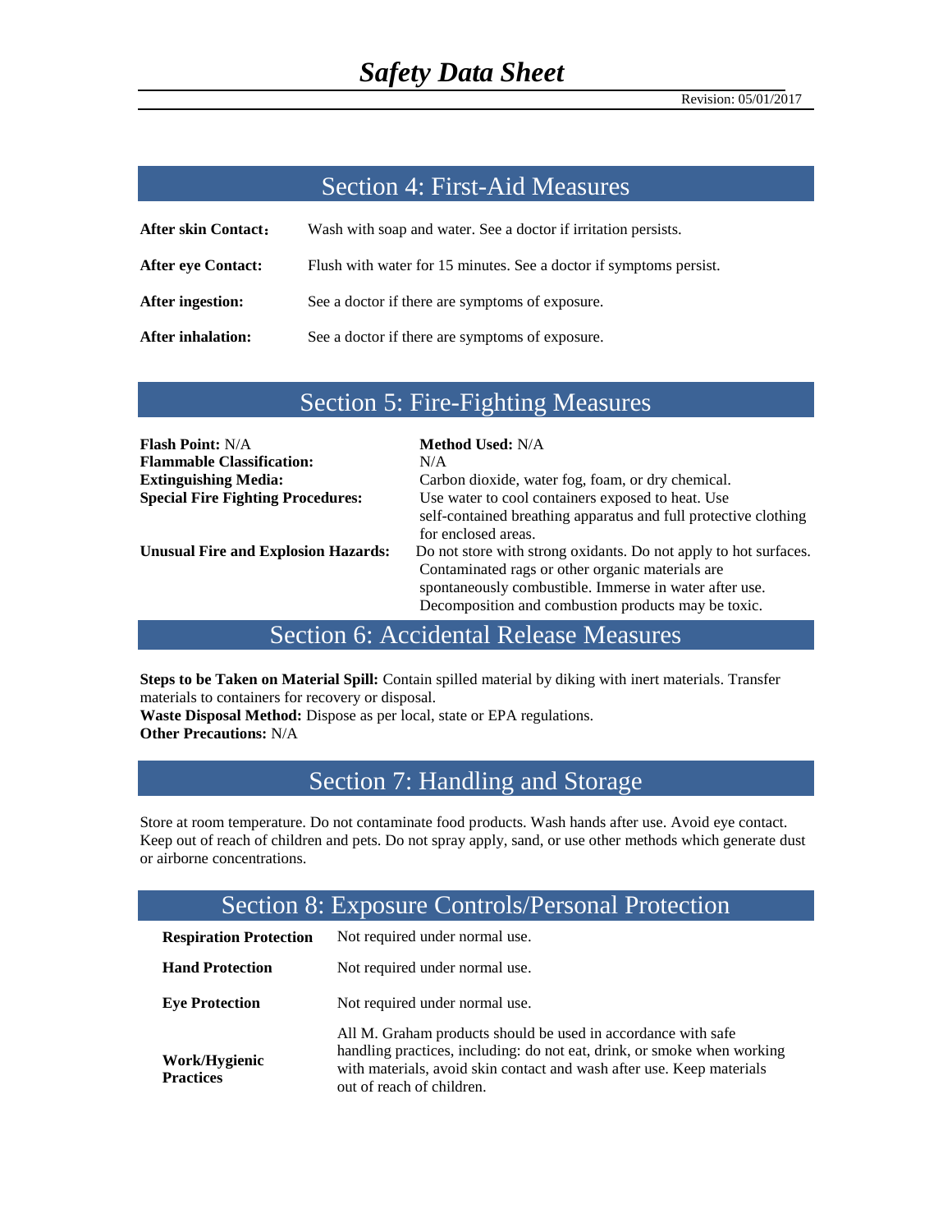# *Safety Data Sheet*

Revision: 05/01/2017

## Section 4: First-Aid Measures

| | |
|---|---|
| **After skin Contact:** | Wash with soap and water. See a doctor if irritation persists. |
| **After eye Contact:** | Flush with water for 15 minutes. See a doctor if symptoms persist. |
| **After ingestion:** | See a doctor if there are symptoms of exposure. |
| **After inhalation:** | See a doctor if there are symptoms of exposure. |

## Section 5: Fire-Fighting Measures

| | |
|---|---|
| **Flash Point:** N/A | **Method Used:** N/A |
| **Flammable Classification:** | N/A |
| **Extinguishing Media:** | Carbon dioxide, water fog, foam, or dry chemical. |
| **Special Fire Fighting Procedures:** | Use water to cool containers exposed to heat. Use self-contained breathing apparatus and full protective clothing for enclosed areas. |
| **Unusual Fire and Explosion Hazards:** | Do not store with strong oxidants. Do not apply to hot surfaces. Contaminated rags or other organic materials are spontaneously combustible. Immerse in water after use. Decomposition and combustion products may be toxic. |

## Section 6: Accidental Release Measures

**Steps to be Taken on Material Spill:** Contain spilled material by diking with inert materials. Transfer materials to containers for recovery or disposal.
**Waste Disposal Method:** Dispose as per local, state or EPA regulations.
**Other Precautions:** N/A

## Section 7: Handling and Storage

Store at room temperature. Do not contaminate food products. Wash hands after use. Avoid eye contact. Keep out of reach of children and pets. Do not spray apply, sand, or use other methods which generate dust or airborne concentrations.

## Section 8: Exposure Controls/Personal Protection

| | |
|---|---|
| **Respiration Protection** | Not required under normal use. |
| **Hand Protection** | Not required under normal use. |
| **Eye Protection** | Not required under normal use. |
| **Work/Hygienic Practices** | All M. Graham products should be used in accordance with safe handling practices, including: do not eat, drink, or smoke when working with materials, avoid skin contact and wash after use. Keep materials out of reach of children. |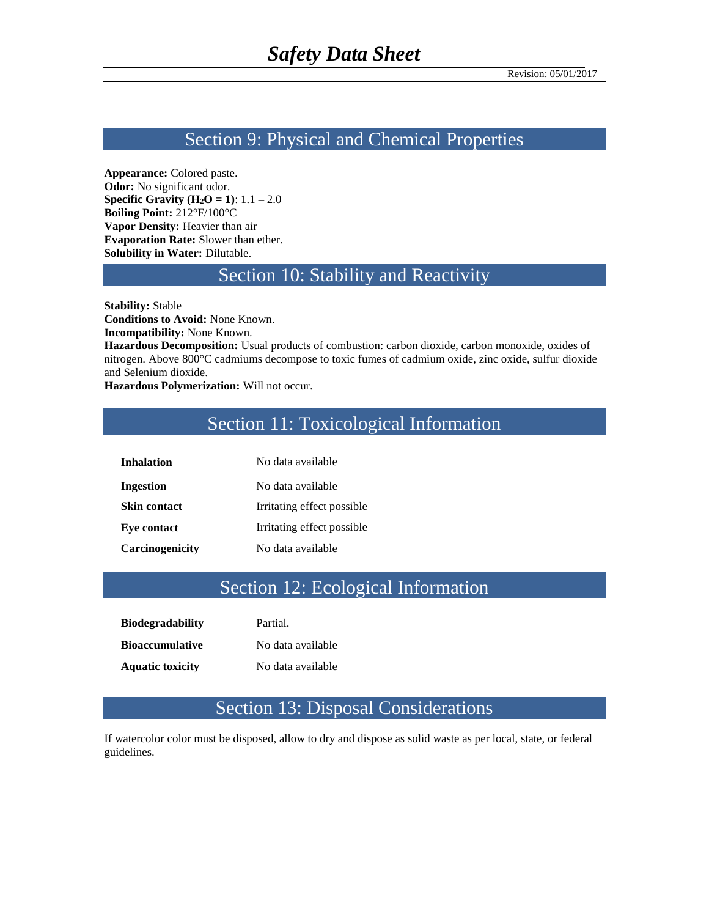## Section 9: Physical and Chemical Properties

**Appearance:** Colored paste.
**Odor:** No significant odor.
**Specific Gravity ($H_2O$ = 1)**: 1.1 – 2.0
**Boiling Point:** 212°F/100°C
**Vapor Density:** Heavier than air
**Evaporation Rate:** Slower than ether.
**Solubility in Water:** Dilutable.

## Section 10: Stability and Reactivity

**Stability:** Stable
**Conditions to Avoid:** None Known.
**Incompatibility:** None Known.
**Hazardous Decomposition:** Usual products of combustion: carbon dioxide, carbon monoxide, oxides of nitrogen. Above 800°C cadmiums decompose to toxic fumes of cadmium oxide, zinc oxide, sulfur dioxide and Selenium dioxide.
**Hazardous Polymerization:** Will not occur.

## Section 11: Toxicological Information

| | |
|---|---|
| **Inhalation** | No data available |
| **Ingestion** | No data available |
| **Skin contact** | Irritating effect possible |
| **Eye contact** | Irritating effect possible |
| **Carcinogenicity** | No data available |

## Section 12: Ecological Information

| | |
|---|---|
| **Biodegradability** | Partial. |
| **Bioaccumulative** | No data available |
| **Aquatic toxicity** | No data available |

## Section 13: Disposal Considerations

If watercolor color must be disposed, allow to dry and dispose as solid waste as per local, state, or federal guidelines.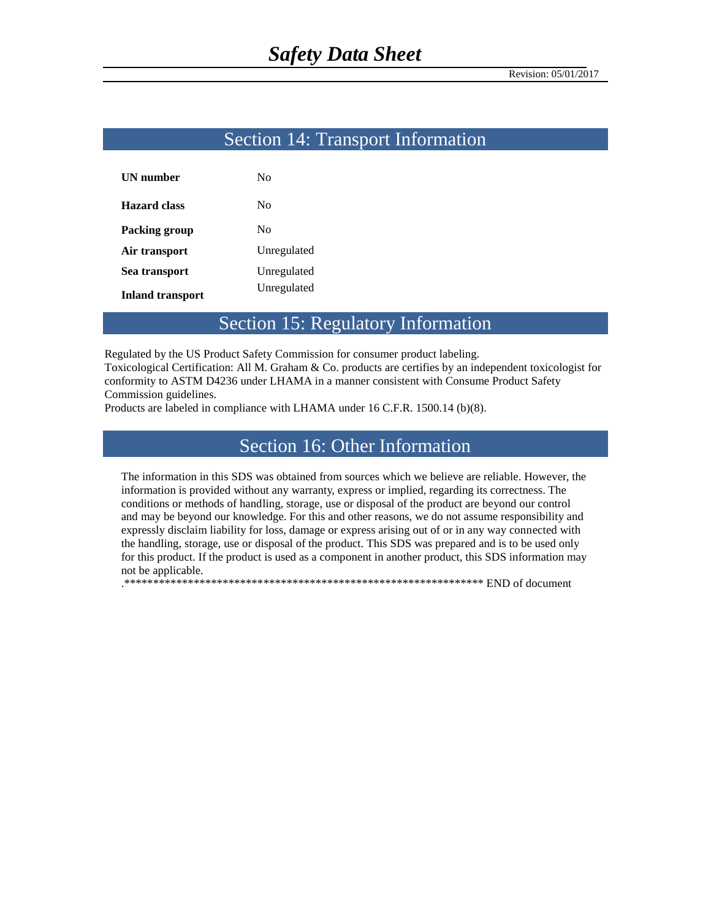# *Safety Data Sheet*

Revision: 05/01/2017

## Section 14: Transport Information

| | |
|---|---|
| **UN number** | No |
| **Hazard class** | No |
| **Packing group** | No |
| **Air transport** | Unregulated |
| **Sea transport** | Unregulated |
| **Inland transport** | Unregulated |

## Section 15: Regulatory Information

Regulated by the US Product Safety Commission for consumer product labeling.
Toxicological Certification: All M. Graham & Co. products are certifies by an independent toxicologist for conformity to ASTM D4236 under LHAMA in a manner consistent with Consume Product Safety Commission guidelines.
Products are labeled in compliance with LHAMA under 16 C.F.R. 1500.14 (b)(8).

## Section 16: Other Information

The information in this SDS was obtained from sources which we believe are reliable. However, the information is provided without any warranty, express or implied, regarding its correctness. The conditions or methods of handling, storage, use or disposal of the product are beyond our control and may be beyond our knowledge. For this and other reasons, we do not assume responsibility and expressly disclaim liability for loss, damage or express arising out of or in any way connected with the handling, storage, use or disposal of the product. This SDS was prepared and is to be used only for this product. If the product is used as a component in another product, this SDS information may not be applicable.
.*************************************************************** END of document